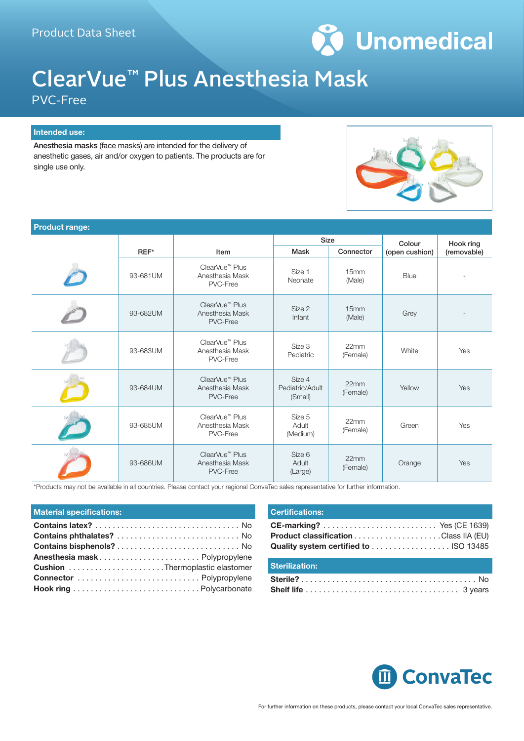Product Data Sheet

Unomedical

# ClearVue™ Plus Anesthesia Mask

PVC-Free

## Intended use:

**Anesthesia masks** (face masks) are intended for the delivery of anesthetic gases, air and/or oxygen to patients. The products are for single use only.

## Product range:

| | REF* | Item | Size | | Colour (open cushion) | Hook ring (removable) |
|---|---|---|---|---|---|---|
| | | | Mask | Connector | | |
| | 93-681UM | ClearVue™ Plus Anesthesia Mask PVC-Free | Size 1 Neonate | 15mm (Male) | Blue | - |
| | 93-682UM | ClearVue™ Plus Anesthesia Mask PVC-Free | Size 2 Infant | 15mm (Male) | Grey | - |
| | 93-683UM | ClearVue™ Plus Anesthesia Mask PVC-Free | Size 3 Pediatric | 22mm (Female) | White | Yes |
| | 93-684UM | ClearVue™ Plus Anesthesia Mask PVC-Free | Size 4 Pediatric/Adult (Small) | 22mm (Female) | Yellow | Yes |
| | 93-685UM | ClearVue™ Plus Anesthesia Mask PVC-Free | Size 5 Adult (Medium) | 22mm (Female) | Green | Yes |
| | 93-686UM | ClearVue™ Plus Anesthesia Mask PVC-Free | Size 6 Adult (Large) | 22mm (Female) | Orange | Yes |

*Products may not be available in all countries. Please contact your regional ConvaTec sales representative for further information.

## Material specifications:

- **Contains latex?** ... No
- **Contains phthalates?** ... No
- **Contains bisphenols?** ... No
- **Anesthesia mask** ... Polypropylene
- **Cushion** ... Thermoplastic elastomer
- **Connector** ... Polypropylene
- **Hook ring** ... Polycarbonate

## Certifications:

- **CE-marking?** ... Yes (CE 1639)
- **Product classification** ... Class IIA (EU)
- **Quality system certified to** ... ISO 13485

## Sterilization:

- **Sterile?** ... No
- **Shelf life** ... 3 years

ConvaTec

For further information on these products, please contact your local ConvaTec sales representative.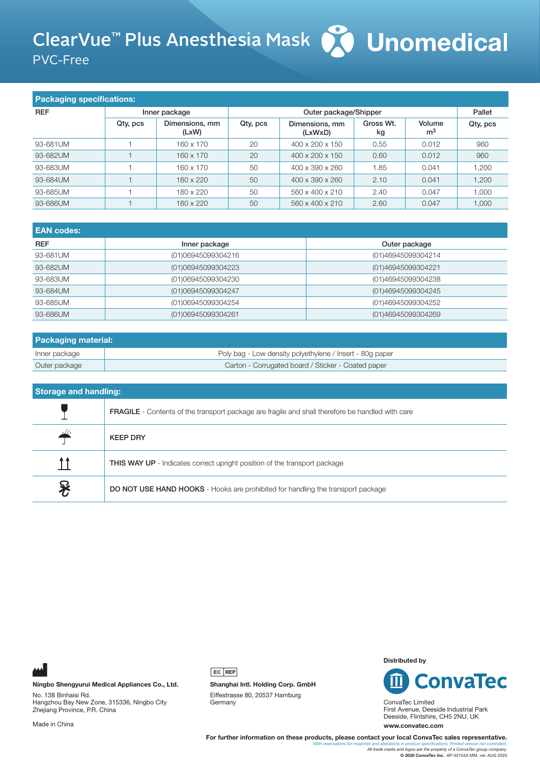# ClearVue™ Plus Anesthesia Mask

PVC-Free

**Unomedical**

## Packaging specifications:

| REF | Inner package | | Outer package/Shipper | | | | Pallet |
|---|---|---|---|---|---|---|---|
| | Qty, pcs | Dimensions, mm (LxW) | Qty, pcs | Dimensions, mm (LxWxD) | Gross Wt. kg | Volume $m^3$ | Qty, pcs |
| 93-681UM | 1 | 160 x 170 | 20 | 400 x 200 x 150 | 0.55 | 0.012 | 960 |
| 93-682UM | 1 | 160 x 170 | 20 | 400 x 200 x 150 | 0.60 | 0.012 | 960 |
| 93-683UM | 1 | 160 x 170 | 50 | 400 x 390 x 260 | 1.85 | 0.041 | 1,200 |
| 93-684UM | 1 | 180 x 220 | 50 | 400 x 390 x 260 | 2.10 | 0.041 | 1,200 |
| 93-685UM | 1 | 180 x 220 | 50 | 560 x 400 x 210 | 2.40 | 0.047 | 1,000 |
| 93-686UM | 1 | 180 x 220 | 50 | 560 x 400 x 210 | 2.60 | 0.047 | 1,000 |

## EAN codes:

| REF | Inner package | Outer package |
|---|---|---|
| 93-681UM | (01)06945099304216 | (01)46945099304214 |
| 93-682UM | (01)06945099304223 | (01)46945099304221 |
| 93-683UM | (01)06945099304230 | (01)46945099304238 |
| 93-684UM | (01)06945099304247 | (01)46945099304245 |
| 93-685UM | (01)06945099304254 | (01)46945099304252 |
| 93-686UM | (01)06945099304261 | (01)46945099304269 |

## Packaging material:

| | |
|---|---|
| Inner package | Poly bag - Low density polyethylene / Insert - 80g paper |
| Outer package | Carton - Corrugated board / Sticker - Coated paper |

## Storage and handling:

**FRAGILE** - Contents of the transport package are fragile and shall therefore be handled with care

**KEEP DRY**

**THIS WAY UP** - Indicates correct upright position of the transport package

**DO NOT USE HAND HOOKS** - Hooks are prohibited for handling the transport package

**Ningbo Shengyurui Medical Appliances Co., Ltd.**
No. 138 Binhaisi Rd.
Hangzhou Bay New Zone, 315336, Ningbo City
Zhejiang Province, P.R. China

Made in China

EC REP

**Shanghai Intl. Holding Corp. GmbH**
Eiffestrasse 80, 20537 Hamburg
Germany

**Distributed by**

**ConvaTec**

ConvaTec Limited
First Avenue, Deeside Industrial Park
Deeside, Flintshire, CH5 2NU, UK
**www.convatec.com**

**For further information on these products, please contact your local ConvaTec sales representative.**

*With reservations for misprints and alterations in product specifications. Printed version not controlled.*
*All trade marks and logos are the property of a ConvaTec group company.*
**© 2020 ConvaTec Inc.** AP-021043-MM, ver. AUG 2020